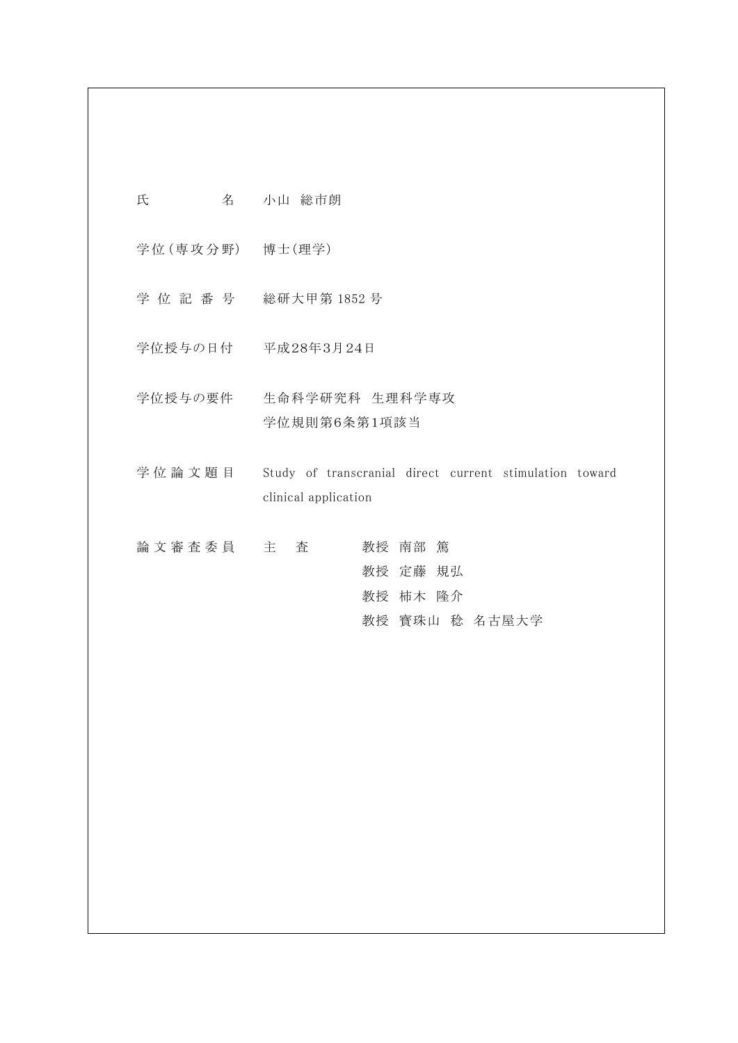| | |
|---|---|
| 氏　　　　名 | 小山　総市朗 |
| 学位(専攻分野) | 博士(理学) |
| 学 位 記 番 号 | 総研大甲第 1852 号 |
| 学位授与の日付 | 平成28年3月24日 |
| 学位授与の要件 | 生命科学研究科　生理科学専攻<br>学位規則第6条第1項該当 |
| 学 位 論 文 題 目 | Study of transcranial direct current stimulation toward clinical application |
| 論 文 審 査 委 員 | 主　査　　教授　南部　篤<br>教授　定藤　規弘<br>教授　柿木　隆介<br>教授　寶珠山　稔　名古屋大学 |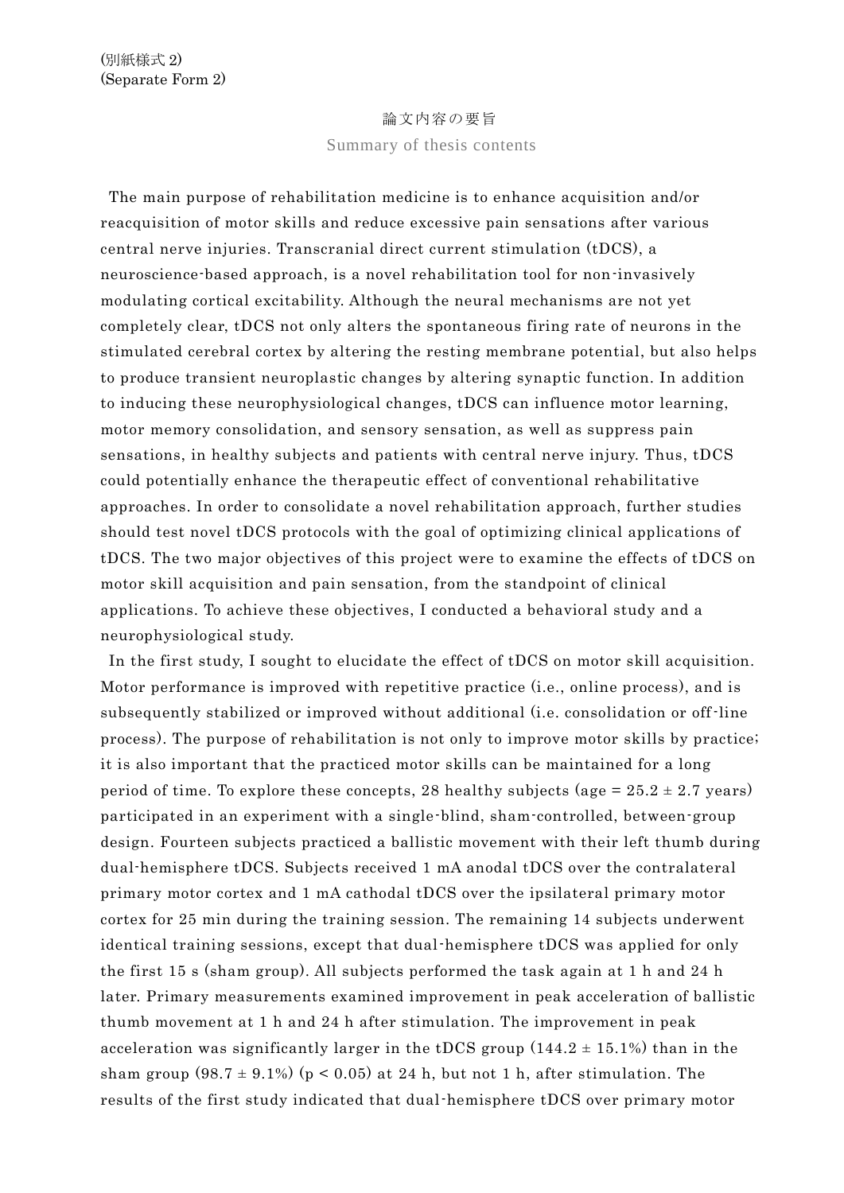(別紙様式 2)
(Separate Form 2)

論文内容の要旨

Summary of thesis contents

The main purpose of rehabilitation medicine is to enhance acquisition and/or reacquisition of motor skills and reduce excessive pain sensations after various central nerve injuries. Transcranial direct current stimulation (tDCS), a neuroscience-based approach, is a novel rehabilitation tool for non-invasively modulating cortical excitability. Although the neural mechanisms are not yet completely clear, tDCS not only alters the spontaneous firing rate of neurons in the stimulated cerebral cortex by altering the resting membrane potential, but also helps to produce transient neuroplastic changes by altering synaptic function. In addition to inducing these neurophysiological changes, tDCS can influence motor learning, motor memory consolidation, and sensory sensation, as well as suppress pain sensations, in healthy subjects and patients with central nerve injury. Thus, tDCS could potentially enhance the therapeutic effect of conventional rehabilitative approaches. In order to consolidate a novel rehabilitation approach, further studies should test novel tDCS protocols with the goal of optimizing clinical applications of tDCS. The two major objectives of this project were to examine the effects of tDCS on motor skill acquisition and pain sensation, from the standpoint of clinical applications. To achieve these objectives, I conducted a behavioral study and a neurophysiological study.

In the first study, I sought to elucidate the effect of tDCS on motor skill acquisition. Motor performance is improved with repetitive practice (i.e., online process), and is subsequently stabilized or improved without additional (i.e. consolidation or off-line process). The purpose of rehabilitation is not only to improve motor skills by practice; it is also important that the practiced motor skills can be maintained for a long period of time. To explore these concepts, 28 healthy subjects (age = 25.2 ± 2.7 years) participated in an experiment with a single-blind, sham-controlled, between-group design. Fourteen subjects practiced a ballistic movement with their left thumb during dual-hemisphere tDCS. Subjects received 1 mA anodal tDCS over the contralateral primary motor cortex and 1 mA cathodal tDCS over the ipsilateral primary motor cortex for 25 min during the training session. The remaining 14 subjects underwent identical training sessions, except that dual-hemisphere tDCS was applied for only the first 15 s (sham group). All subjects performed the task again at 1 h and 24 h later. Primary measurements examined improvement in peak acceleration of ballistic thumb movement at 1 h and 24 h after stimulation. The improvement in peak acceleration was significantly larger in the tDCS group (144.2 ± 15.1%) than in the sham group (98.7 ± 9.1%) ($p < 0.05$) at 24 h, but not 1 h, after stimulation. The results of the first study indicated that dual-hemisphere tDCS over primary motor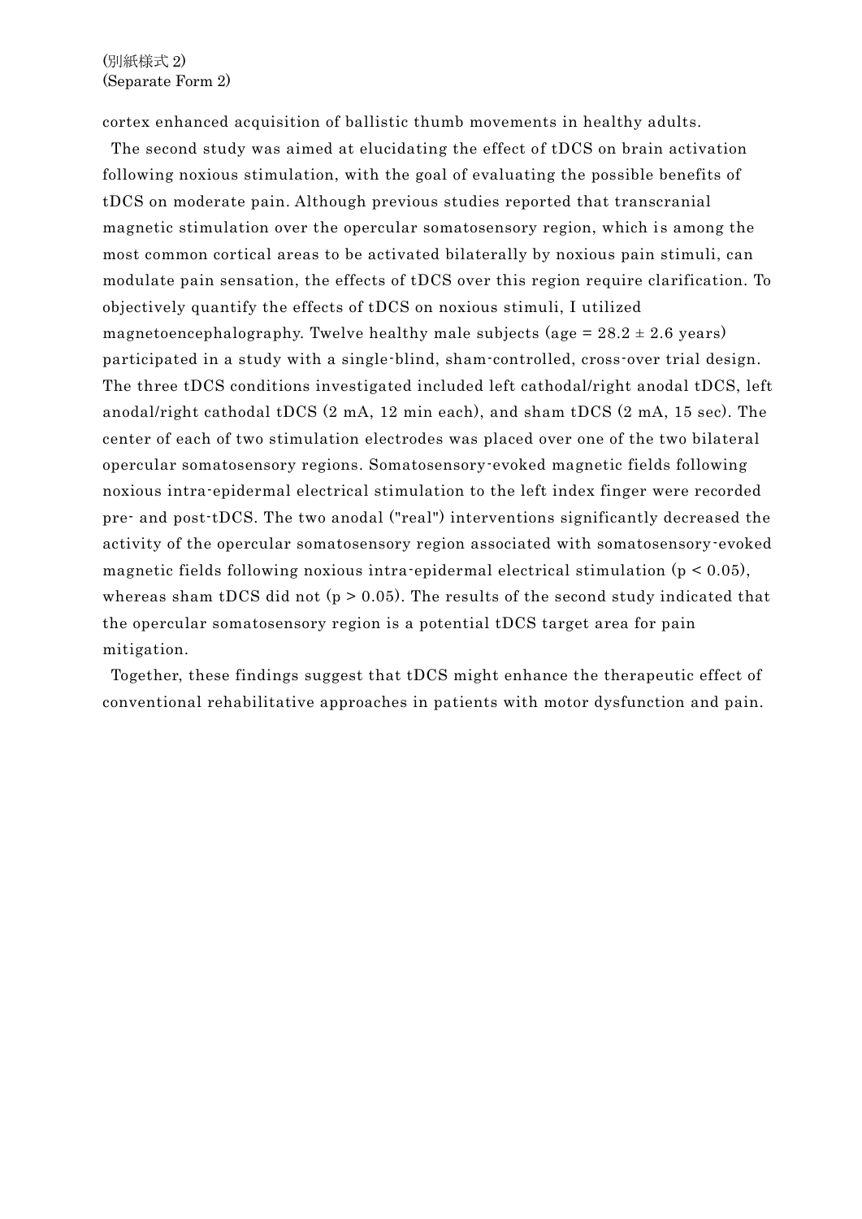cortex enhanced acquisition of ballistic thumb movements in healthy adults.

The second study was aimed at elucidating the effect of tDCS on brain activation following noxious stimulation, with the goal of evaluating the possible benefits of tDCS on moderate pain. Although previous studies reported that transcranial magnetic stimulation over the opercular somatosensory region, which is among the most common cortical areas to be activated bilaterally by noxious pain stimuli, can modulate pain sensation, the effects of tDCS over this region require clarification. To objectively quantify the effects of tDCS on noxious stimuli, I utilized magnetoencephalography. Twelve healthy male subjects (age = $28.2 \pm 2.6$ years) participated in a study with a single-blind, sham-controlled, cross-over trial design. The three tDCS conditions investigated included left cathodal/right anodal tDCS, left anodal/right cathodal tDCS (2 mA, 12 min each), and sham tDCS (2 mA, 15 sec). The center of each of two stimulation electrodes was placed over one of the two bilateral opercular somatosensory regions. Somatosensory-evoked magnetic fields following noxious intra-epidermal electrical stimulation to the left index finger were recorded pre- and post-tDCS. The two anodal ("real") interventions significantly decreased the activity of the opercular somatosensory region associated with somatosensory-evoked magnetic fields following noxious intra-epidermal electrical stimulation ($p < 0.05$), whereas sham tDCS did not ($p > 0.05$). The results of the second study indicated that the opercular somatosensory region is a potential tDCS target area for pain mitigation.

Together, these findings suggest that tDCS might enhance the therapeutic effect of conventional rehabilitative approaches in patients with motor dysfunction and pain.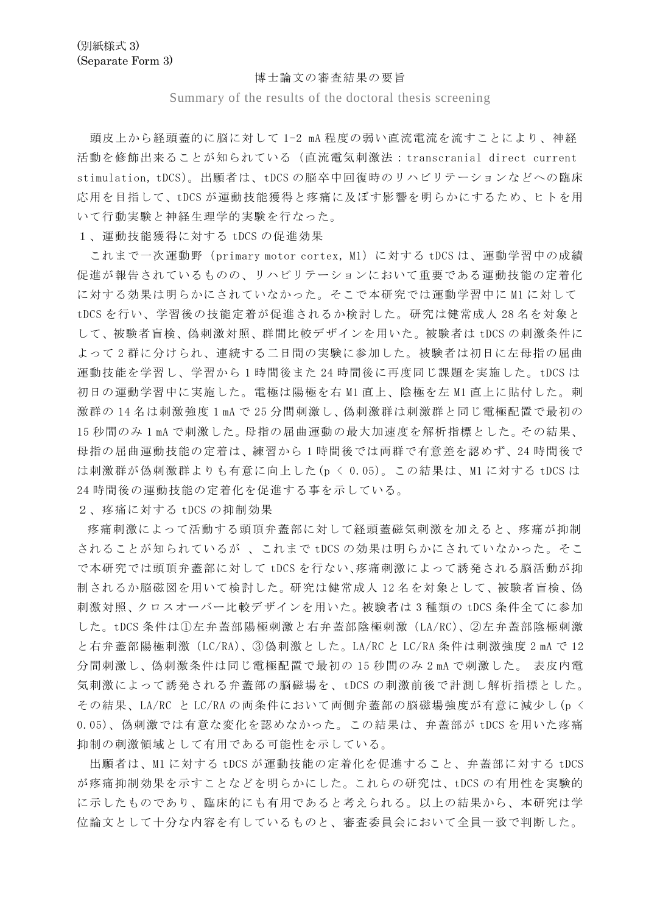(別紙様式 3)
(Separate Form 3)

# 博士論文の審査結果の要旨

Summary of the results of the doctoral thesis screening

頭皮上から経頭蓋的に脳に対して 1-2 mA 程度の弱い直流電流を流すことにより、神経活動を修飾出来ることが知られている（直流電気刺激法：transcranial direct current stimulation, tDCS)。出願者は、tDCS の脳卒中回復時のリハビリテーションなどへの臨床応用を目指して、tDCS が運動技能獲得と疼痛に及ぼす影響を明らかにするため、ヒトを用いて行動実験と神経生理学的実験を行なった。

１、運動技能獲得に対する tDCS の促進効果

これまで一次運動野（primary motor cortex, M1）に対する tDCS は、運動学習中の成績促進が報告されているものの、リハビリテーションにおいて重要である運動技能の定着化に対する効果は明らかにされていなかった。そこで本研究では運動学習中に M1 に対して tDCS を行い、学習後の技能定着が促進されるか検討した。研究は健常成人 28 名を対象として、被験者盲検、偽刺激対照、群間比較デザインを用いた。被験者は tDCS の刺激条件によって 2 群に分けられ、連続する二日間の実験に参加した。被験者は初日に左母指の屈曲運動技能を学習し、学習から 1 時間後また 24 時間後に再度同じ課題を実施した。tDCS は初日の運動学習中に実施した。電極は陽極を右 M1 直上、陰極を左 M1 直上に貼付した。刺激群の 14 名は刺激強度 1 mA で 25 分間刺激し、偽刺激群は刺激群と同じ電極配置で最初の 15 秒間のみ 1 mA で刺激した。母指の屈曲運動の最大加速度を解析指標とした。その結果、母指の屈曲運動技能の定着は、練習から 1 時間後では両群で有意差を認めず、24 時間後では刺激群が偽刺激群よりも有意に向上した($p < 0.05$)。この結果は、M1 に対する tDCS は 24 時間後の運動技能の定着化を促進する事を示している。

２、疼痛に対する tDCS の抑制効果

疼痛刺激によって活動する頭頂弁蓋部に対して経頭蓋磁気刺激を加えると、疼痛が抑制されることが知られているが 、これまで tDCS の効果は明らかにされていなかった。そこで本研究では頭頂弁蓋部に対して tDCS を行ない､疼痛刺激によって誘発される脳活動が抑制されるか脳磁図を用いて検討した。研究は健常成人 12 名を対象として、被験者盲検、偽刺激対照、クロスオーバー比較デザインを用いた。被験者は 3 種類の tDCS 条件全てに参加した。tDCS 条件は①左弁蓋部陽極刺激と右弁蓋部陰極刺激（LA/RC)、②左弁蓋部陰極刺激と右弁蓋部陽極刺激（LC/RA)、③偽刺激とした。LA/RC と LC/RA 条件は刺激強度 2 mA で 12 分間刺激し、偽刺激条件は同じ電極配置で最初の 15 秒間のみ 2 mA で刺激した。 表皮内電気刺激によって誘発される弁蓋部の脳磁場を、tDCS の刺激前後で計測し解析指標とした。その結果、LA/RC と LC/RA の両条件において両側弁蓋部の脳磁場強度が有意に減少し($p < 0.05$)、偽刺激では有意な変化を認めなかった。この結果は、弁蓋部が tDCS を用いた疼痛抑制の刺激領域として有用である可能性を示している。

出願者は、M1 に対する tDCS が運動技能の定着化を促進すること、弁蓋部に対する tDCS が疼痛抑制効果を示すことなどを明らかにした。これらの研究は、tDCS の有用性を実験的に示したものであり、臨床的にも有用であると考えられる。以上の結果から、本研究は学位論文として十分な内容を有しているものと、審査委員会において全員一致で判断した。